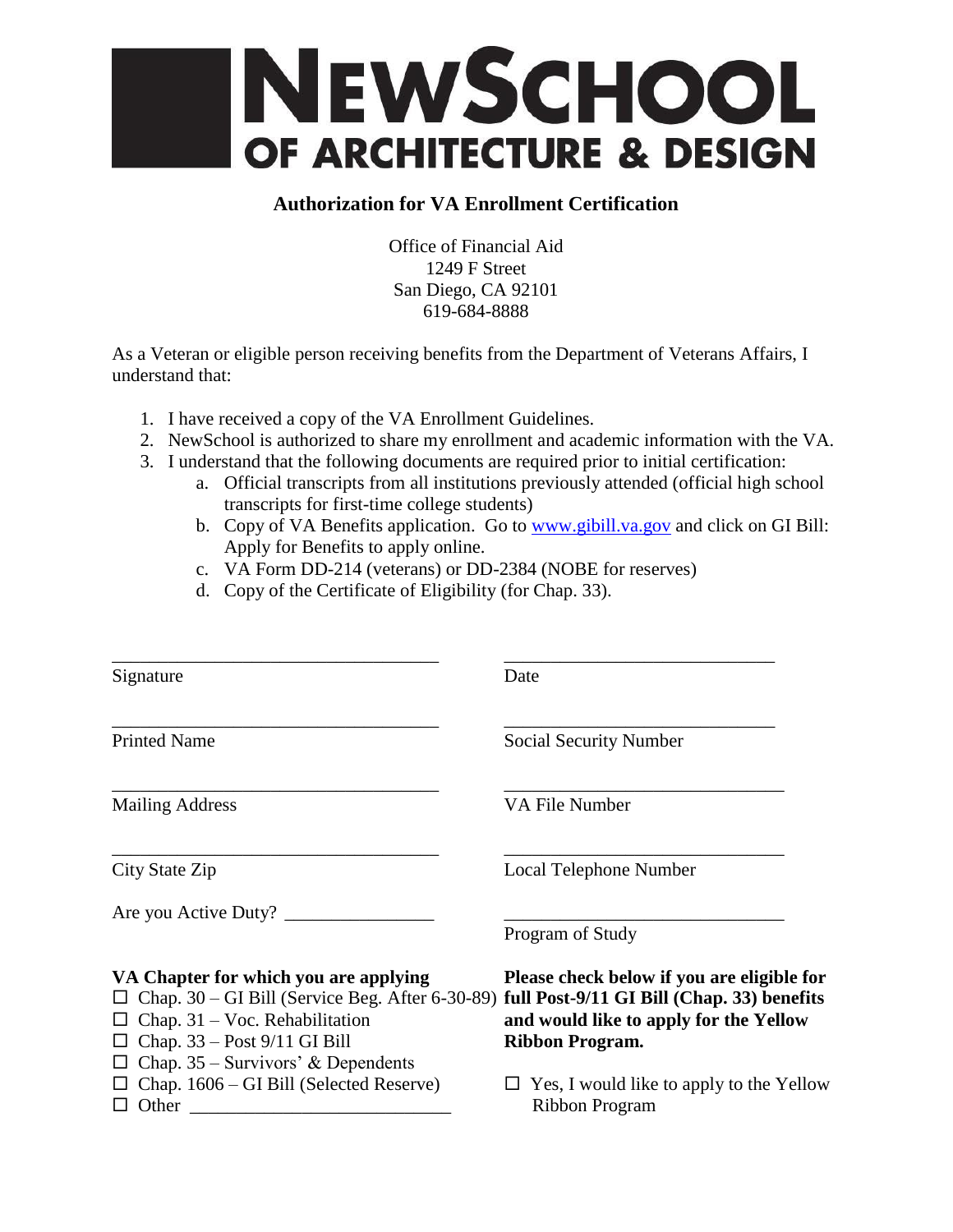# NEWSCHOOL OF ARCHITECTURE & DESIGN

## Authorization for VA Enrollment Certification

Office of Financial Aid
1249 F Street
San Diego, CA 92101
619-684-8888

As a Veteran or eligible person receiving benefits from the Department of Veterans Affairs, I understand that:

1. I have received a copy of the VA Enrollment Guidelines.
2. NewSchool is authorized to share my enrollment and academic information with the VA.
3. I understand that the following documents are required prior to initial certification:
   a. Official transcripts from all institutions previously attended (official high school transcripts for first-time college students)
   b. Copy of VA Benefits application. Go to www.gibill.va.gov and click on GI Bill: Apply for Benefits to apply online.
   c. VA Form DD-214 (veterans) or DD-2384 (NOBE for reserves)
   d. Copy of the Certificate of Eligibility (for Chap. 33).

| | |
|---|---|
| ___________________________________ Signature | ___________________________________ Date |
| ___________________________________ Printed Name | ___________________________________ Social Security Number |
| ___________________________________ Mailing Address | ___________________________________ VA File Number |
| ___________________________________ City State Zip | ___________________________________ Local Telephone Number |
| Are you Active Duty? ________________ | ___________________________________ Program of Study |

**VA Chapter for which you are applying**

- ☐ Chap. 30 – GI Bill (Service Beg. After 6-30-89)
- ☐ Chap. 31 – Voc. Rehabilitation
- ☐ Chap. 33 – Post 9/11 GI Bill
- ☐ Chap. 35 – Survivors' & Dependents
- ☐ Chap. 1606 – GI Bill (Selected Reserve)
- ☐ Other ___________________________

**Please check below if you are eligible for full Post-9/11 GI Bill (Chap. 33) benefits and would like to apply for the Yellow Ribbon Program.**

☐ Yes, I would like to apply to the Yellow Ribbon Program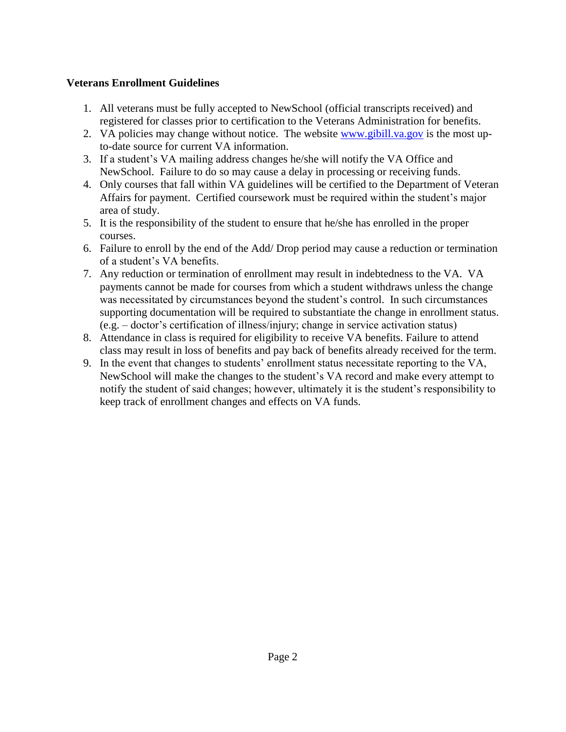**Veterans Enrollment Guidelines**

1. All veterans must be fully accepted to NewSchool (official transcripts received) and registered for classes prior to certification to the Veterans Administration for benefits.
2. VA policies may change without notice. The website [www.gibill.va.gov](http://www.gibill.va.gov) is the most up-to-date source for current VA information.
3. If a student's VA mailing address changes he/she will notify the VA Office and NewSchool. Failure to do so may cause a delay in processing or receiving funds.
4. Only courses that fall within VA guidelines will be certified to the Department of Veteran Affairs for payment. Certified coursework must be required within the student's major area of study.
5. It is the responsibility of the student to ensure that he/she has enrolled in the proper courses.
6. Failure to enroll by the end of the Add/ Drop period may cause a reduction or termination of a student's VA benefits.
7. Any reduction or termination of enrollment may result in indebtedness to the VA. VA payments cannot be made for courses from which a student withdraws unless the change was necessitated by circumstances beyond the student's control. In such circumstances supporting documentation will be required to substantiate the change in enrollment status. (e.g. – doctor's certification of illness/injury; change in service activation status)
8. Attendance in class is required for eligibility to receive VA benefits. Failure to attend class may result in loss of benefits and pay back of benefits already received for the term.
9. In the event that changes to students' enrollment status necessitate reporting to the VA, NewSchool will make the changes to the student's VA record and make every attempt to notify the student of said changes; however, ultimately it is the student's responsibility to keep track of enrollment changes and effects on VA funds.